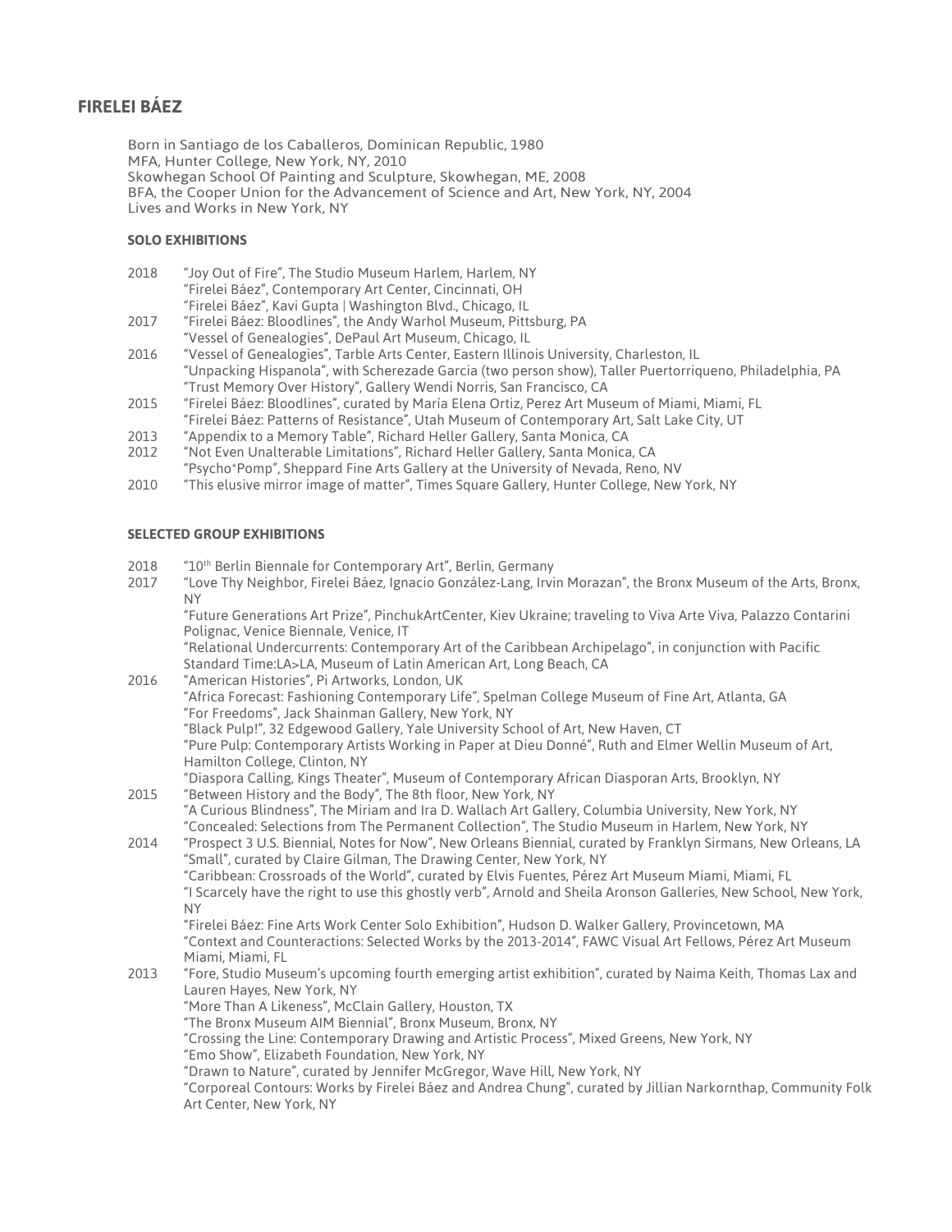## FIRELEI BÁEZ

Born in Santiago de los Caballeros, Dominican Republic, 1980
MFA, Hunter College, New York, NY, 2010
Skowhegan School Of Painting and Sculpture, Skowhegan, ME, 2008
BFA, the Cooper Union for the Advancement of Science and Art, New York, NY, 2004
Lives and Works in New York, NY

### SOLO EXHIBITIONS

2018 "Joy Out of Fire", The Studio Museum Harlem, Harlem, NY
"Firelei Báez", Contemporary Art Center, Cincinnati, OH
"Firelei Báez", Kavi Gupta | Washington Blvd., Chicago, IL

2017 "Firelei Báez: Bloodlines", the Andy Warhol Museum, Pittsburg, PA
"Vessel of Genealogies", DePaul Art Museum, Chicago, IL

2016 "Vessel of Genealogies", Tarble Arts Center, Eastern Illinois University, Charleston, IL
"Unpacking Hispanola", with Scherezade Garcia (two person show), Taller Puertorriqueno, Philadelphia, PA
"Trust Memory Over History", Gallery Wendi Norris, San Francisco, CA

2015 "Firelei Báez: Bloodlines", curated by María Elena Ortiz, Perez Art Museum of Miami, Miami, FL
"Firelei Báez: Patterns of Resistance", Utah Museum of Contemporary Art, Salt Lake City, UT

2013 "Appendix to a Memory Table", Richard Heller Gallery, Santa Monica, CA

2012 "Not Even Unalterable Limitations", Richard Heller Gallery, Santa Monica, CA
"Psycho*Pomp", Sheppard Fine Arts Gallery at the University of Nevada, Reno, NV

2010 "This elusive mirror image of matter", Times Square Gallery, Hunter College, New York, NY

### SELECTED GROUP EXHIBITIONS

2018 "10th Berlin Biennale for Contemporary Art", Berlin, Germany

2017 "Love Thy Neighbor, Firelei Báez, Ignacio González-Lang, Irvin Morazan", the Bronx Museum of the Arts, Bronx, NY
"Future Generations Art Prize", PinchukArtCenter, Kiev Ukraine; traveling to Viva Arte Viva, Palazzo Contarini Polignac, Venice Biennale, Venice, IT
"Relational Undercurrents: Contemporary Art of the Caribbean Archipelago", in conjunction with Pacific Standard Time:LA>LA, Museum of Latin American Art, Long Beach, CA

2016 "American Histories", Pi Artworks, London, UK
"Africa Forecast: Fashioning Contemporary Life", Spelman College Museum of Fine Art, Atlanta, GA
"For Freedoms", Jack Shainman Gallery, New York, NY
"Black Pulp!", 32 Edgewood Gallery, Yale University School of Art, New Haven, CT
"Pure Pulp: Contemporary Artists Working in Paper at Dieu Donné", Ruth and Elmer Wellin Museum of Art, Hamilton College, Clinton, NY
"Diaspora Calling, Kings Theater", Museum of Contemporary African Diasporan Arts, Brooklyn, NY

2015 "Between History and the Body", The 8th floor, New York, NY
"A Curious Blindness", The Miriam and Ira D. Wallach Art Gallery, Columbia University, New York, NY
"Concealed: Selections from The Permanent Collection", The Studio Museum in Harlem, New York, NY

2014 "Prospect 3 U.S. Biennial, Notes for Now", New Orleans Biennial, curated by Franklyn Sirmans, New Orleans, LA
"Small", curated by Claire Gilman, The Drawing Center, New York, NY
"Caribbean: Crossroads of the World", curated by Elvis Fuentes, Pérez Art Museum Miami, Miami, FL
"I Scarcely have the right to use this ghostly verb", Arnold and Sheila Aronson Galleries, New School, New York, NY
"Firelei Báez: Fine Arts Work Center Solo Exhibition", Hudson D. Walker Gallery, Provincetown, MA
"Context and Counteractions: Selected Works by the 2013-2014", FAWC Visual Art Fellows, Pérez Art Museum Miami, Miami, FL

2013 "Fore, Studio Museum's upcoming fourth emerging artist exhibition", curated by Naima Keith, Thomas Lax and Lauren Hayes, New York, NY
"More Than A Likeness", McClain Gallery, Houston, TX
"The Bronx Museum AIM Biennial", Bronx Museum, Bronx, NY
"Crossing the Line: Contemporary Drawing and Artistic Process", Mixed Greens, New York, NY
"Emo Show", Elizabeth Foundation, New York, NY
"Drawn to Nature", curated by Jennifer McGregor, Wave Hill, New York, NY
"Corporeal Contours: Works by Firelei Báez and Andrea Chung", curated by Jillian Narkornthap, Community Folk Art Center, New York, NY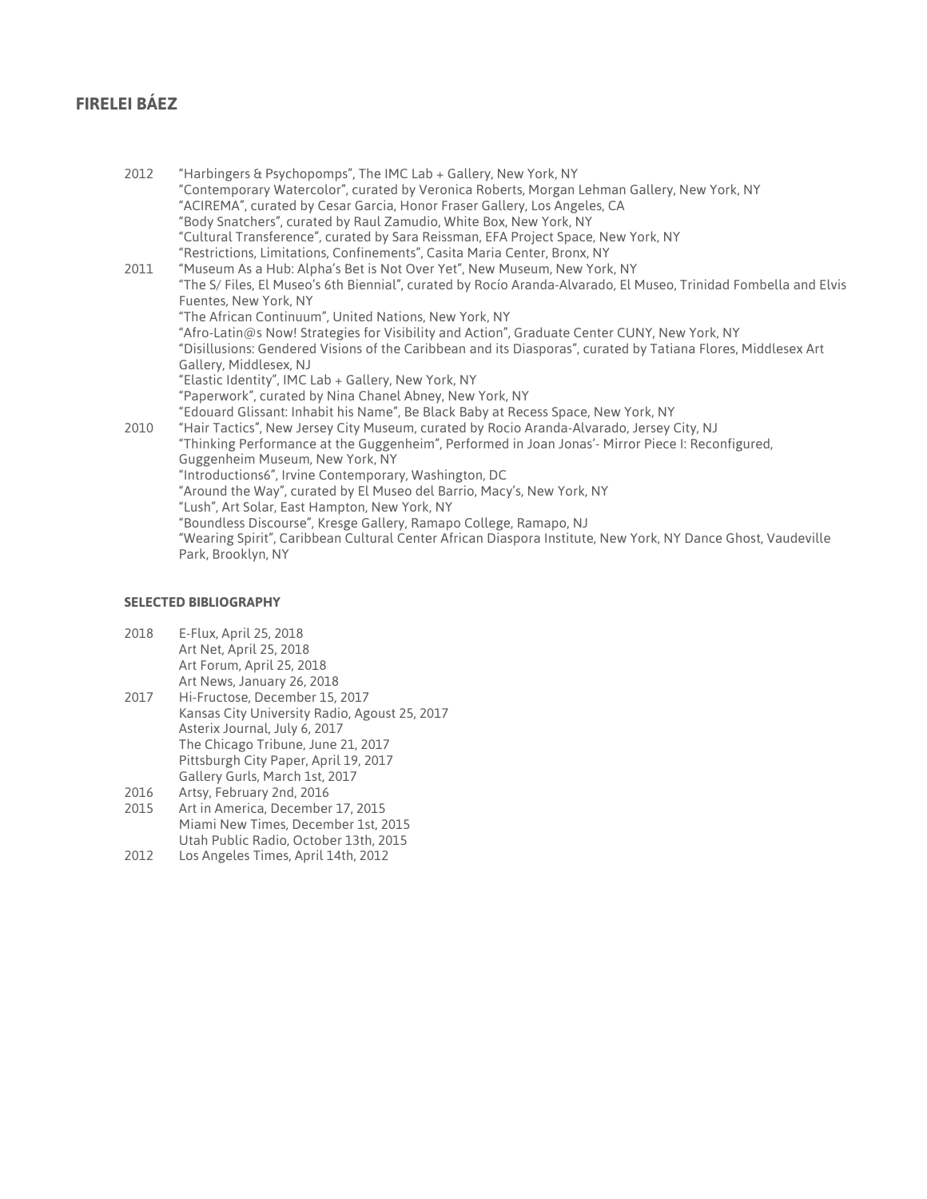## FIRELEI BÁEZ

2012 "Harbingers & Psychopomps", The IMC Lab + Gallery, New York, NY
"Contemporary Watercolor", curated by Veronica Roberts, Morgan Lehman Gallery, New York, NY
"ACIREMA", curated by Cesar Garcia, Honor Fraser Gallery, Los Angeles, CA
"Body Snatchers", curated by Raul Zamudio, White Box, New York, NY
"Cultural Transference", curated by Sara Reissman, EFA Project Space, New York, NY
"Restrictions, Limitations, Confinements", Casita Maria Center, Bronx, NY

2011 "Museum As a Hub: Alpha's Bet is Not Over Yet", New Museum, New York, NY
"The S/ Files, El Museo's 6th Biennial", curated by Rocío Aranda-Alvarado, El Museo, Trinidad Fombella and Elvis Fuentes, New York, NY
"The African Continuum", United Nations, New York, NY
"Afro-Latin@s Now! Strategies for Visibility and Action", Graduate Center CUNY, New York, NY
"Disillusions: Gendered Visions of the Caribbean and its Diasporas", curated by Tatiana Flores, Middlesex Art Gallery, Middlesex, NJ
"Elastic Identity", IMC Lab + Gallery, New York, NY
"Paperwork", curated by Nina Chanel Abney, New York, NY
"Edouard Glissant: Inhabit his Name", Be Black Baby at Recess Space, New York, NY

2010 "Hair Tactics", New Jersey City Museum, curated by Rocio Aranda-Alvarado, Jersey City, NJ
"Thinking Performance at the Guggenheim", Performed in Joan Jonas'- Mirror Piece I: Reconfigured, Guggenheim Museum, New York, NY
"Introductions6", Irvine Contemporary, Washington, DC
"Around the Way", curated by El Museo del Barrio, Macy's, New York, NY
"Lush", Art Solar, East Hampton, New York, NY
"Boundless Discourse", Kresge Gallery, Ramapo College, Ramapo, NJ
"Wearing Spirit", Caribbean Cultural Center African Diaspora Institute, New York, NY Dance Ghost, Vaudeville Park, Brooklyn, NY

### SELECTED BIBLIOGRAPHY

2018 E-Flux, April 25, 2018
Art Net, April 25, 2018
Art Forum, April 25, 2018
Art News, January 26, 2018

2017 Hi-Fructose, December 15, 2017
Kansas City University Radio, Agoust 25, 2017
Asterix Journal, July 6, 2017
The Chicago Tribune, June 21, 2017
Pittsburgh City Paper, April 19, 2017
Gallery Gurls, March 1st, 2017

2016 Artsy, February 2nd, 2016

2015 Art in America, December 17, 2015
Miami New Times, December 1st, 2015
Utah Public Radio, October 13th, 2015

2012 Los Angeles Times, April 14th, 2012